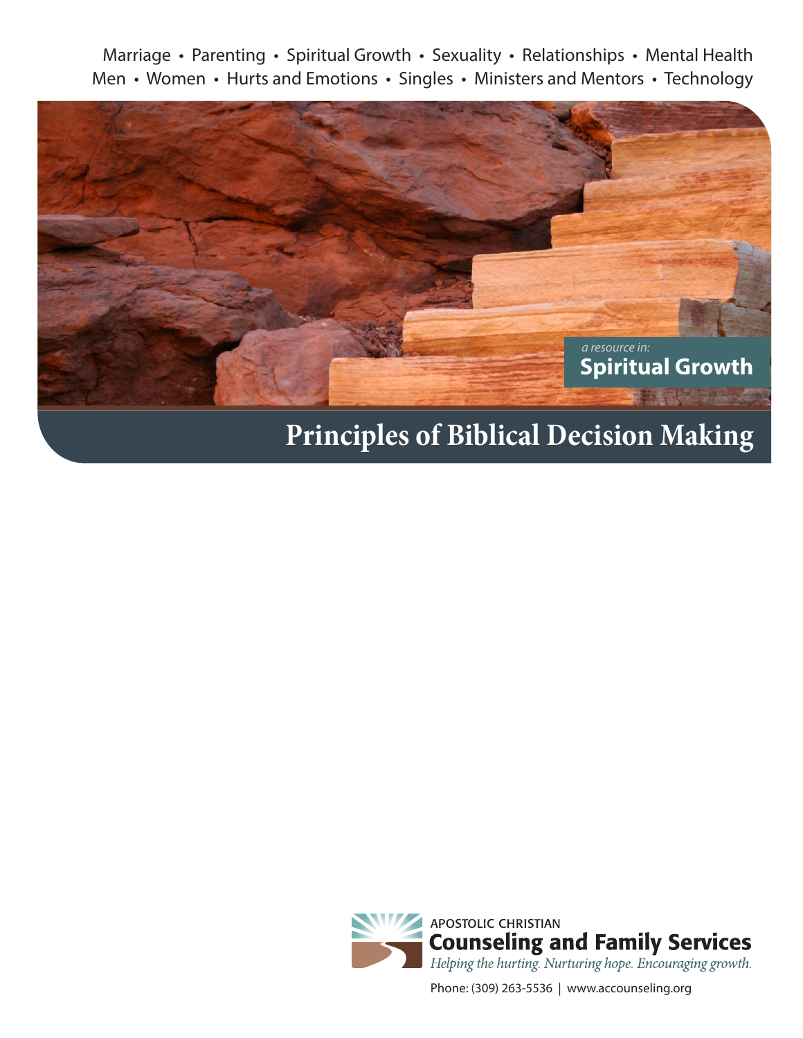Marriage • Parenting • Spiritual Growth • Sexuality • Relationships • Mental Health
Men • Women • Hurts and Emotions • Singles • Ministers and Mentors • Technology

*a resource in:*
**Spiritual Growth**

# Principles of Biblical Decision Making

APOSTOLIC CHRISTIAN
**Counseling and Family Services**
*Helping the hurting. Nurturing hope. Encouraging growth.*

Phone: (309) 263-5536 | www.accounseling.org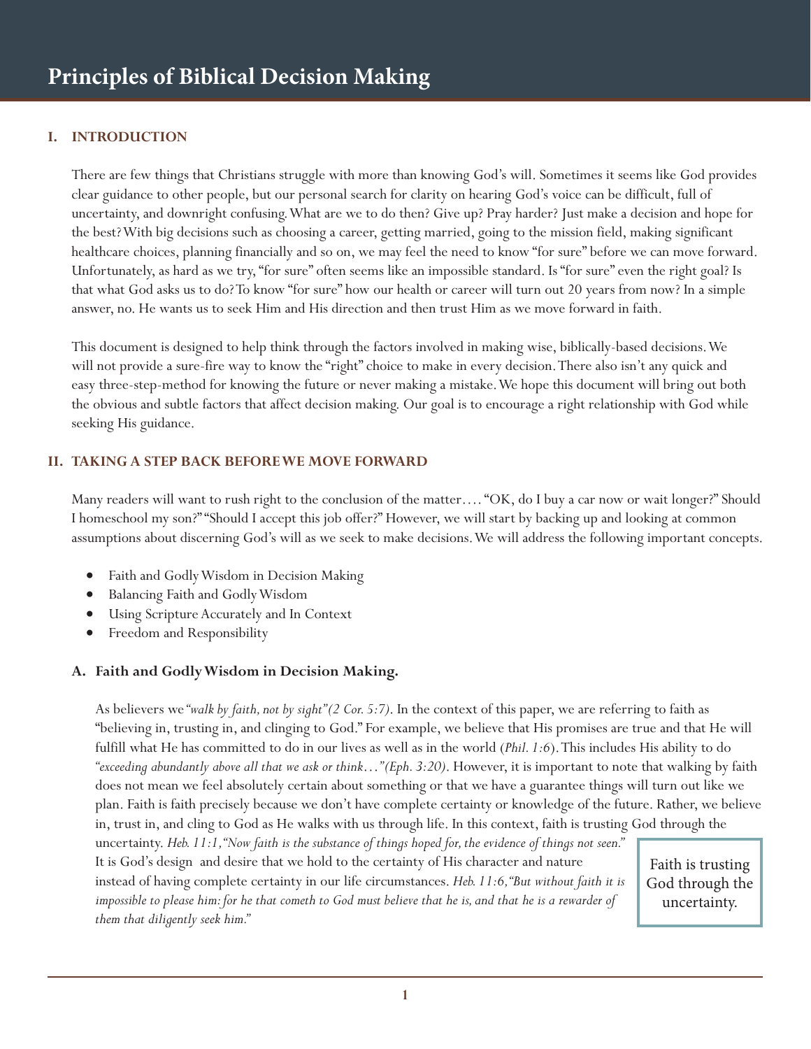# Principles of Biblical Decision Making

## I. INTRODUCTION

There are few things that Christians struggle with more than knowing God's will. Sometimes it seems like God provides clear guidance to other people, but our personal search for clarity on hearing God's voice can be difficult, full of uncertainty, and downright confusing. What are we to do then? Give up? Pray harder? Just make a decision and hope for the best? With big decisions such as choosing a career, getting married, going to the mission field, making significant healthcare choices, planning financially and so on, we may feel the need to know "for sure" before we can move forward. Unfortunately, as hard as we try, "for sure" often seems like an impossible standard. Is "for sure" even the right goal? Is that what God asks us to do? To know "for sure" how our health or career will turn out 20 years from now? In a simple answer, no. He wants us to seek Him and His direction and then trust Him as we move forward in faith.

This document is designed to help think through the factors involved in making wise, biblically-based decisions. We will not provide a sure-fire way to know the "right" choice to make in every decision. There also isn't any quick and easy three-step-method for knowing the future or never making a mistake. We hope this document will bring out both the obvious and subtle factors that affect decision making. Our goal is to encourage a right relationship with God while seeking His guidance.

## II. TAKING A STEP BACK BEFORE WE MOVE FORWARD

Many readers will want to rush right to the conclusion of the matter…. "OK, do I buy a car now or wait longer?" Should I homeschool my son?" "Should I accept this job offer?" However, we will start by backing up and looking at common assumptions about discerning God's will as we seek to make decisions. We will address the following important concepts.

- Faith and Godly Wisdom in Decision Making
- Balancing Faith and Godly Wisdom
- Using Scripture Accurately and In Context
- Freedom and Responsibility

### A. Faith and Godly Wisdom in Decision Making.

As believers we *"walk by faith, not by sight" (2 Cor. 5:7)*. In the context of this paper, we are referring to faith as "believing in, trusting in, and clinging to God." For example, we believe that His promises are true and that He will fulfill what He has committed to do in our lives as well as in the world (*Phil. 1:6*). This includes His ability to do *"exceeding abundantly above all that we ask or think…" (Eph. 3:20)*. However, it is important to note that walking by faith does not mean we feel absolutely certain about something or that we have a guarantee things will turn out like we plan. Faith is faith precisely because we don't have complete certainty or knowledge of the future. Rather, we believe in, trust in, and cling to God as He walks with us through life. In this context, faith is trusting God through the uncertainty. *Heb. 11:1, "Now faith is the substance of things hoped for, the evidence of things not seen."* It is God's design and desire that we hold to the certainty of His character and nature instead of having complete certainty in our life circumstances. *Heb. 11:6, "But without faith it is impossible to please him: for he that cometh to God must believe that he is, and that he is a rewarder of them that diligently seek him."*

> Faith is trusting God through the uncertainty.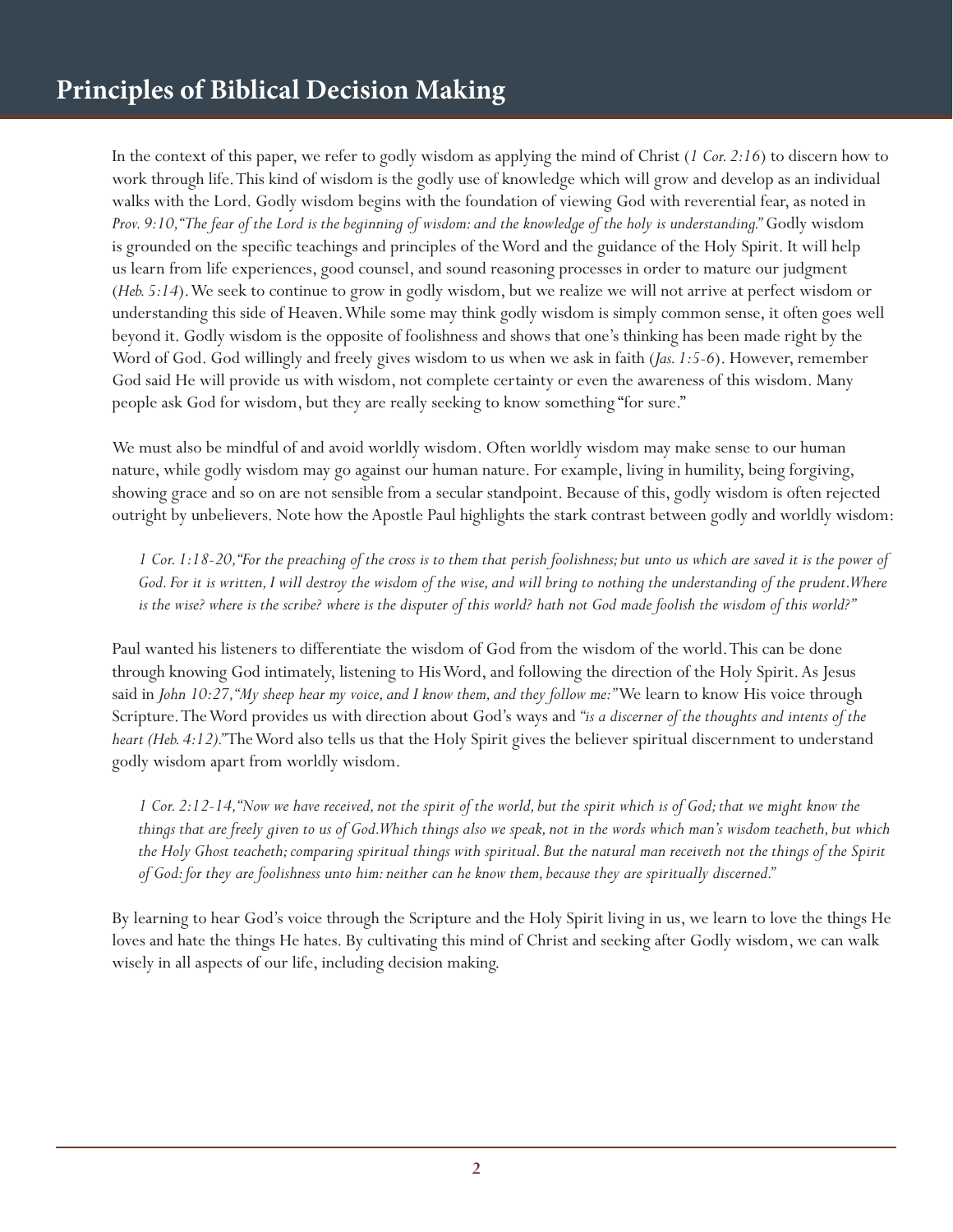In the context of this paper, we refer to godly wisdom as applying the mind of Christ (*1 Cor. 2:16*) to discern how to work through life. This kind of wisdom is the godly use of knowledge which will grow and develop as an individual walks with the Lord. Godly wisdom begins with the foundation of viewing God with reverential fear, as noted in *Prov. 9:10, "The fear of the Lord is the beginning of wisdom: and the knowledge of the holy is understanding."* Godly wisdom is grounded on the specific teachings and principles of the Word and the guidance of the Holy Spirit. It will help us learn from life experiences, good counsel, and sound reasoning processes in order to mature our judgment (*Heb. 5:14*). We seek to continue to grow in godly wisdom, but we realize we will not arrive at perfect wisdom or understanding this side of Heaven. While some may think godly wisdom is simply common sense, it often goes well beyond it. Godly wisdom is the opposite of foolishness and shows that one's thinking has been made right by the Word of God. God willingly and freely gives wisdom to us when we ask in faith (*Jas. 1:5-6*). However, remember God said He will provide us with wisdom, not complete certainty or even the awareness of this wisdom. Many people ask God for wisdom, but they are really seeking to know something "for sure."

We must also be mindful of and avoid worldly wisdom. Often worldly wisdom may make sense to our human nature, while godly wisdom may go against our human nature. For example, living in humility, being forgiving, showing grace and so on are not sensible from a secular standpoint. Because of this, godly wisdom is often rejected outright by unbelievers. Note how the Apostle Paul highlights the stark contrast between godly and worldly wisdom:

> *1 Cor. 1:18-20, "For the preaching of the cross is to them that perish foolishness; but unto us which are saved it is the power of God. For it is written, I will destroy the wisdom of the wise, and will bring to nothing the understanding of the prudent. Where is the wise? where is the scribe? where is the disputer of this world? hath not God made foolish the wisdom of this world?"*

Paul wanted his listeners to differentiate the wisdom of God from the wisdom of the world. This can be done through knowing God intimately, listening to His Word, and following the direction of the Holy Spirit. As Jesus said in *John 10:27, "My sheep hear my voice, and I know them, and they follow me:"* We learn to know His voice through Scripture. The Word provides us with direction about God's ways and *"is a discerner of the thoughts and intents of the heart (Heb. 4:12)."* The Word also tells us that the Holy Spirit gives the believer spiritual discernment to understand godly wisdom apart from worldly wisdom.

> *1 Cor. 2:12-14, "Now we have received, not the spirit of the world, but the spirit which is of God; that we might know the things that are freely given to us of God. Which things also we speak, not in the words which man's wisdom teacheth, but which the Holy Ghost teacheth; comparing spiritual things with spiritual. But the natural man receiveth not the things of the Spirit of God: for they are foolishness unto him: neither can he know them, because they are spiritually discerned."*

By learning to hear God's voice through the Scripture and the Holy Spirit living in us, we learn to love the things He loves and hate the things He hates. By cultivating this mind of Christ and seeking after Godly wisdom, we can walk wisely in all aspects of our life, including decision making.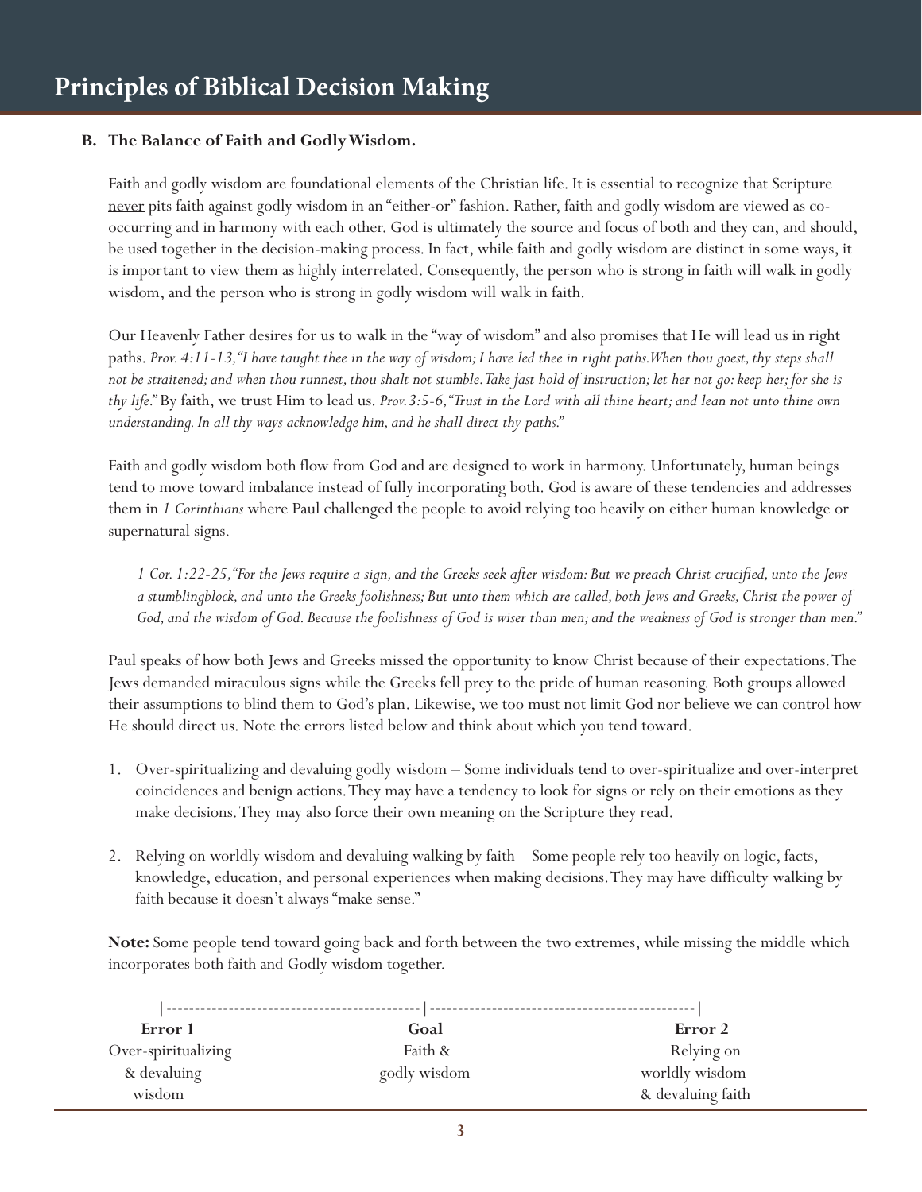# Principles of Biblical Decision Making

**B. The Balance of Faith and Godly Wisdom.**

Faith and godly wisdom are foundational elements of the Christian life. It is essential to recognize that Scripture never pits faith against godly wisdom in an "either-or" fashion. Rather, faith and godly wisdom are viewed as co-occurring and in harmony with each other. God is ultimately the source and focus of both and they can, and should, be used together in the decision-making process. In fact, while faith and godly wisdom are distinct in some ways, it is important to view them as highly interrelated. Consequently, the person who is strong in faith will walk in godly wisdom, and the person who is strong in godly wisdom will walk in faith.

Our Heavenly Father desires for us to walk in the "way of wisdom" and also promises that He will lead us in right paths. *Prov. 4:11-13, "I have taught thee in the way of wisdom; I have led thee in right paths. When thou goest, thy steps shall not be straitened; and when thou runnest, thou shalt not stumble. Take fast hold of instruction; let her not go: keep her; for she is thy life."* By faith, we trust Him to lead us. *Prov. 3:5-6, "Trust in the Lord with all thine heart; and lean not unto thine own understanding. In all thy ways acknowledge him, and he shall direct thy paths."*

Faith and godly wisdom both flow from God and are designed to work in harmony. Unfortunately, human beings tend to move toward imbalance instead of fully incorporating both. God is aware of these tendencies and addresses them in *1 Corinthians* where Paul challenged the people to avoid relying too heavily on either human knowledge or supernatural signs.

> *1 Cor. 1:22-25, "For the Jews require a sign, and the Greeks seek after wisdom: But we preach Christ crucified, unto the Jews a stumblingblock, and unto the Greeks foolishness; But unto them which are called, both Jews and Greeks, Christ the power of God, and the wisdom of God. Because the foolishness of God is wiser than men; and the weakness of God is stronger than men."*

Paul speaks of how both Jews and Greeks missed the opportunity to know Christ because of their expectations. The Jews demanded miraculous signs while the Greeks fell prey to the pride of human reasoning. Both groups allowed their assumptions to blind them to God's plan. Likewise, we too must not limit God nor believe we can control how He should direct us. Note the errors listed below and think about which you tend toward.

1. Over-spiritualizing and devaluing godly wisdom – Some individuals tend to over-spiritualize and over-interpret coincidences and benign actions. They may have a tendency to look for signs or rely on their emotions as they make decisions. They may also force their own meaning on the Scripture they read.

2. Relying on worldly wisdom and devaluing walking by faith – Some people rely too heavily on logic, facts, knowledge, education, and personal experiences when making decisions. They may have difficulty walking by faith because it doesn't always "make sense."

**Note:** Some people tend toward going back and forth between the two extremes, while missing the middle which incorporates both faith and Godly wisdom together.

| **Error 1** | **Goal** | **Error 2** |
|---|---|---|
| Over-spiritualizing & devaluing wisdom | Faith & godly wisdom | Relying on worldly wisdom & devaluing faith |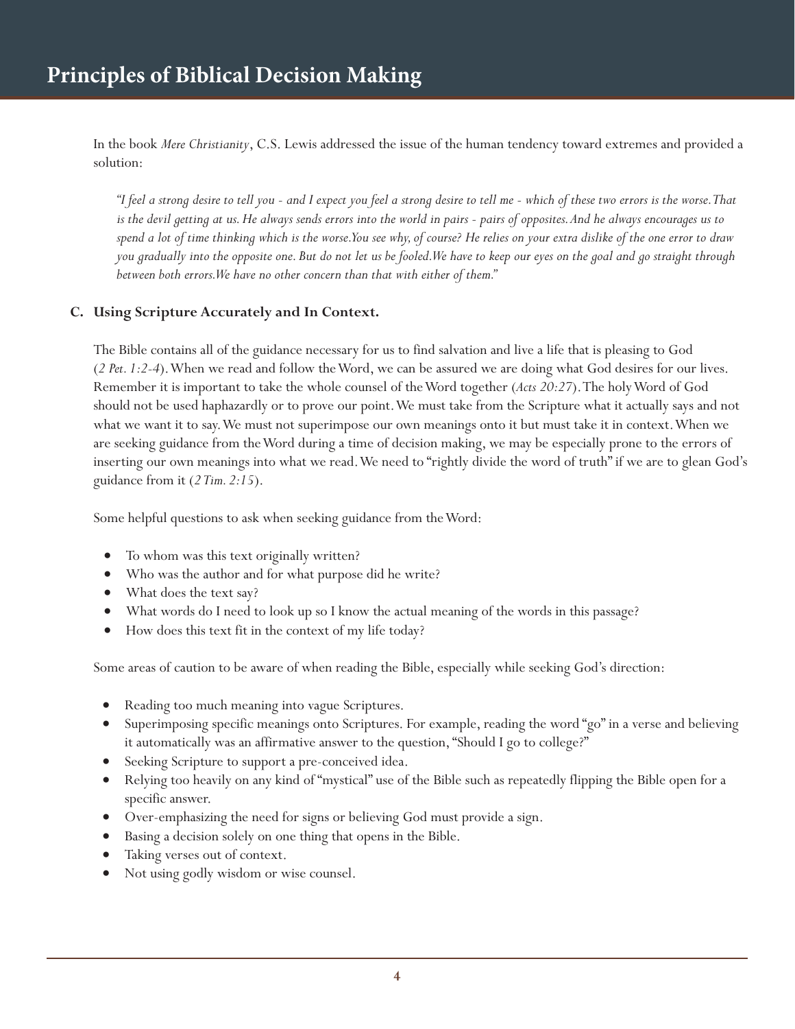In the book *Mere Christianity*, C.S. Lewis addressed the issue of the human tendency toward extremes and provided a solution:

> *"I feel a strong desire to tell you - and I expect you feel a strong desire to tell me - which of these two errors is the worse. That is the devil getting at us. He always sends errors into the world in pairs - pairs of opposites. And he always encourages us to spend a lot of time thinking which is the worse. You see why, of course? He relies on your extra dislike of the one error to draw you gradually into the opposite one. But do not let us be fooled. We have to keep our eyes on the goal and go straight through between both errors. We have no other concern than that with either of them."*

### C. Using Scripture Accurately and In Context.

The Bible contains all of the guidance necessary for us to find salvation and live a life that is pleasing to God (*2 Pet. 1:2-4*). When we read and follow the Word, we can be assured we are doing what God desires for our lives. Remember it is important to take the whole counsel of the Word together (*Acts 20:27*). The holy Word of God should not be used haphazardly or to prove our point. We must take from the Scripture what it actually says and not what we want it to say. We must not superimpose our own meanings onto it but must take it in context. When we are seeking guidance from the Word during a time of decision making, we may be especially prone to the errors of inserting our own meanings into what we read. We need to "rightly divide the word of truth" if we are to glean God's guidance from it (*2 Tim. 2:15*).

Some helpful questions to ask when seeking guidance from the Word:

- To whom was this text originally written?
- Who was the author and for what purpose did he write?
- What does the text say?
- What words do I need to look up so I know the actual meaning of the words in this passage?
- How does this text fit in the context of my life today?

Some areas of caution to be aware of when reading the Bible, especially while seeking God's direction:

- Reading too much meaning into vague Scriptures.
- Superimposing specific meanings onto Scriptures. For example, reading the word "go" in a verse and believing it automatically was an affirmative answer to the question, "Should I go to college?"
- Seeking Scripture to support a pre-conceived idea.
- Relying too heavily on any kind of "mystical" use of the Bible such as repeatedly flipping the Bible open for a specific answer.
- Over-emphasizing the need for signs or believing God must provide a sign.
- Basing a decision solely on one thing that opens in the Bible.
- Taking verses out of context.
- Not using godly wisdom or wise counsel.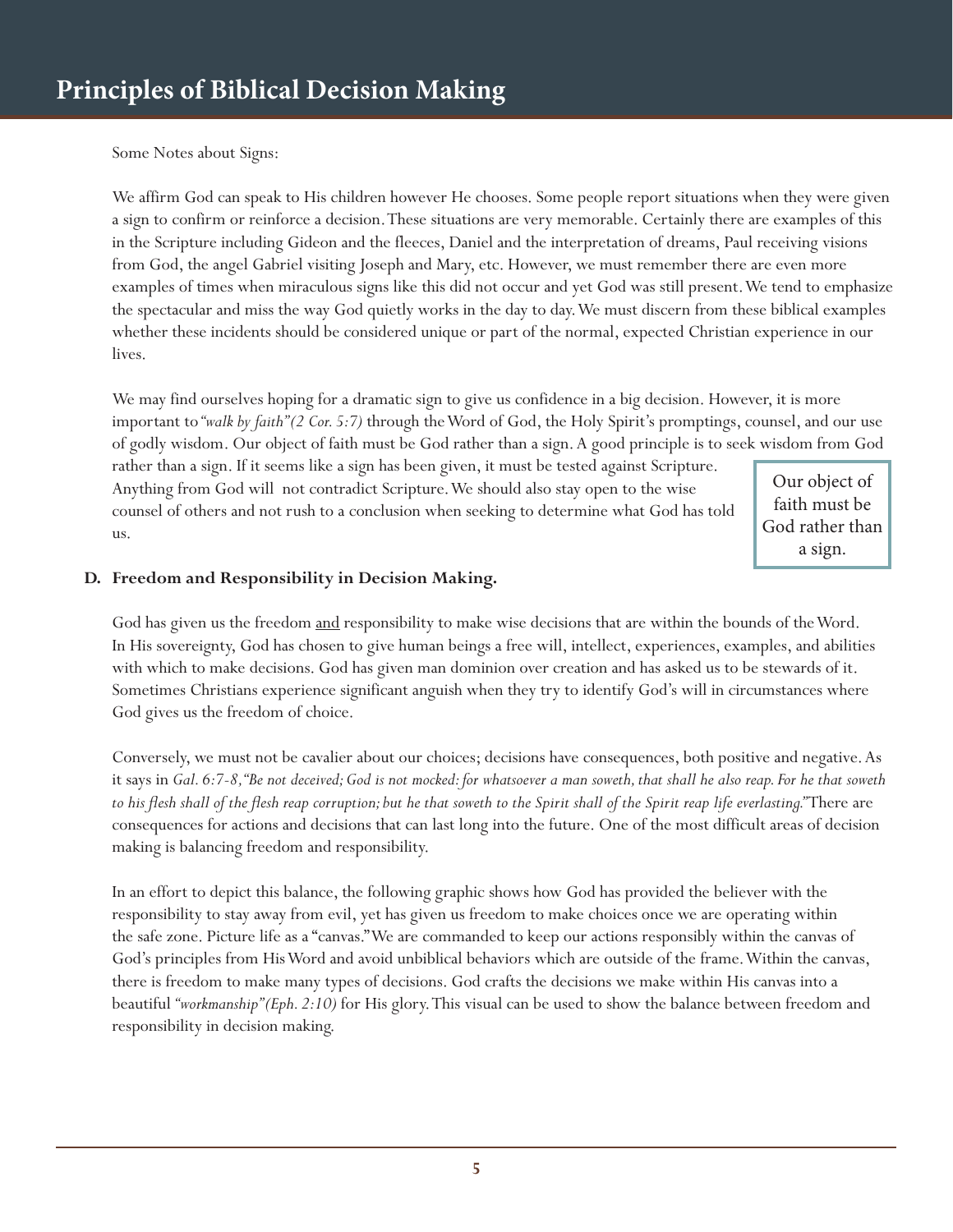Some Notes about Signs:

We affirm God can speak to His children however He chooses. Some people report situations when they were given a sign to confirm or reinforce a decision. These situations are very memorable. Certainly there are examples of this in the Scripture including Gideon and the fleeces, Daniel and the interpretation of dreams, Paul receiving visions from God, the angel Gabriel visiting Joseph and Mary, etc. However, we must remember there are even more examples of times when miraculous signs like this did not occur and yet God was still present. We tend to emphasize the spectacular and miss the way God quietly works in the day to day. We must discern from these biblical examples whether these incidents should be considered unique or part of the normal, expected Christian experience in our lives.

We may find ourselves hoping for a dramatic sign to give us confidence in a big decision. However, it is more important to *"walk by faith" (2 Cor. 5:7)* through the Word of God, the Holy Spirit's promptings, counsel, and our use of godly wisdom. Our object of faith must be God rather than a sign. A good principle is to seek wisdom from God rather than a sign. If it seems like a sign has been given, it must be tested against Scripture. Anything from God will not contradict Scripture. We should also stay open to the wise counsel of others and not rush to a conclusion when seeking to determine what God has told us.

> Our object of faith must be God rather than a sign.

### D. Freedom and Responsibility in Decision Making.

God has given us the freedom <u>and</u> responsibility to make wise decisions that are within the bounds of the Word. In His sovereignty, God has chosen to give human beings a free will, intellect, experiences, examples, and abilities with which to make decisions. God has given man dominion over creation and has asked us to be stewards of it. Sometimes Christians experience significant anguish when they try to identify God's will in circumstances where God gives us the freedom of choice.

Conversely, we must not be cavalier about our choices; decisions have consequences, both positive and negative. As it says in *Gal. 6:7-8, "Be not deceived; God is not mocked: for whatsoever a man soweth, that shall he also reap. For he that soweth to his flesh shall of the flesh reap corruption; but he that soweth to the Spirit shall of the Spirit reap life everlasting."* There are consequences for actions and decisions that can last long into the future. One of the most difficult areas of decision making is balancing freedom and responsibility.

In an effort to depict this balance, the following graphic shows how God has provided the believer with the responsibility to stay away from evil, yet has given us freedom to make choices once we are operating within the safe zone. Picture life as a "canvas." We are commanded to keep our actions responsibly within the canvas of God's principles from His Word and avoid unbiblical behaviors which are outside of the frame. Within the canvas, there is freedom to make many types of decisions. God crafts the decisions we make within His canvas into a beautiful *"workmanship" (Eph. 2:10)* for His glory. This visual can be used to show the balance between freedom and responsibility in decision making.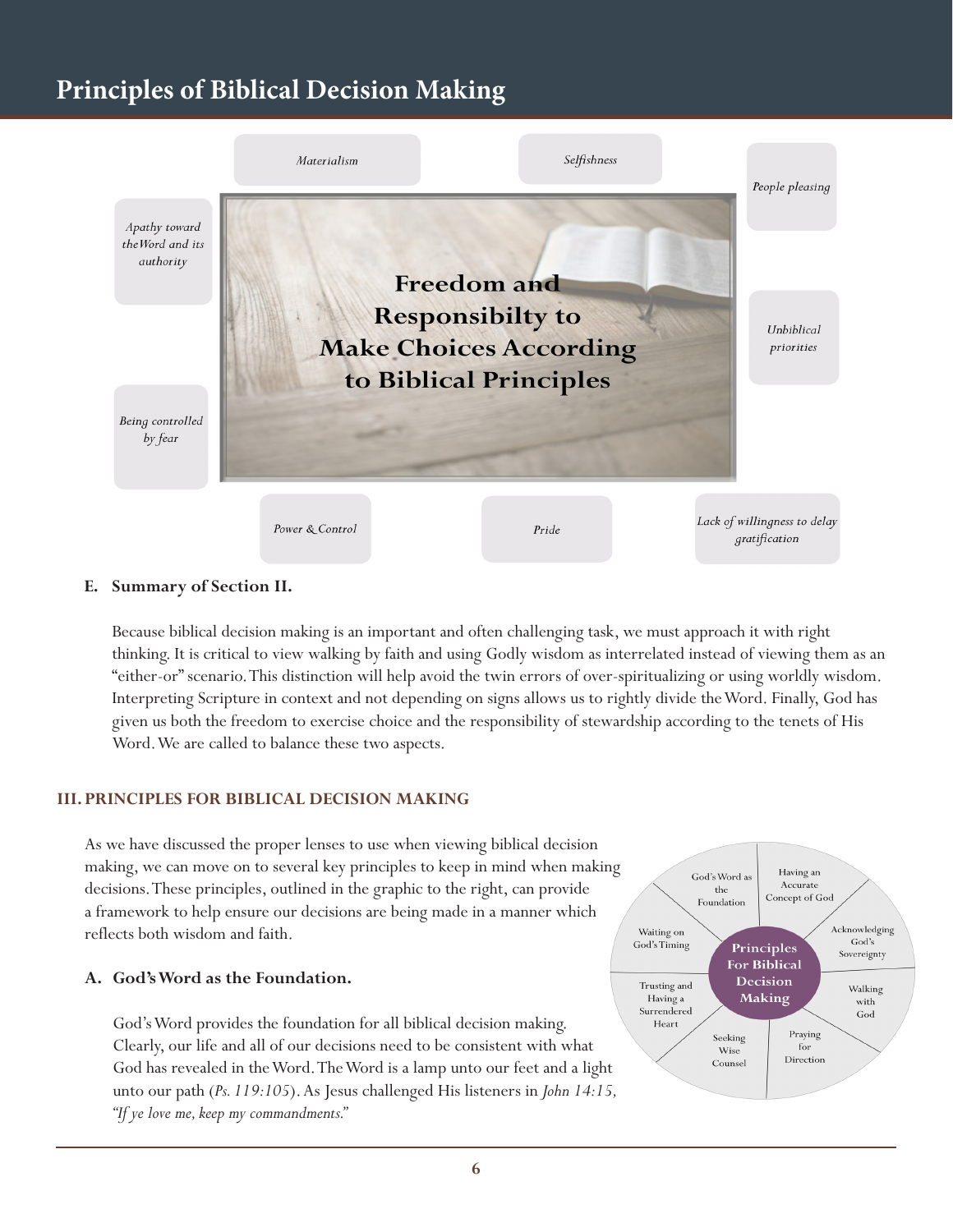# Principles of Biblical Decision Making

Materialism

Selfishness

People pleasing

Apathy toward the Word and its authority

**Freedom and Responsibilty to Make Choices According to Biblical Principles**

Unbiblical priorities

Being controlled by fear

Power & Control

Pride

Lack of willingness to delay gratification

## E. Summary of Section II.

Because biblical decision making is an important and often challenging task, we must approach it with right thinking. It is critical to view walking by faith and using Godly wisdom as interrelated instead of viewing them as an "either-or" scenario. This distinction will help avoid the twin errors of over-spiritualizing or using worldly wisdom. Interpreting Scripture in context and not depending on signs allows us to rightly divide the Word. Finally, God has given us both the freedom to exercise choice and the responsibility of stewardship according to the tenets of His Word. We are called to balance these two aspects.

## III. PRINCIPLES FOR BIBLICAL DECISION MAKING

As we have discussed the proper lenses to use when viewing biblical decision making, we can move on to several key principles to keep in mind when making decisions. These principles, outlined in the graphic to the right, can provide a framework to help ensure our decisions are being made in a manner which reflects both wisdom and faith.

**Principles For Biblical Decision Making**

- God's Word as the Foundation
- Having an Accurate Concept of God
- Acknowledging God's Sovereignty
- Walking with God
- Praying for Direction
- Seeking Wise Counsel
- Trusting and Having a Surrendered Heart
- Waiting on God's Timing

### A. God's Word as the Foundation.

God's Word provides the foundation for all biblical decision making. Clearly, our life and all of our decisions need to be consistent with what God has revealed in the Word. The Word is a lamp unto our feet and a light unto our path (*Ps. 119:105*). As Jesus challenged His listeners in *John 14:15, "If ye love me, keep my commandments."*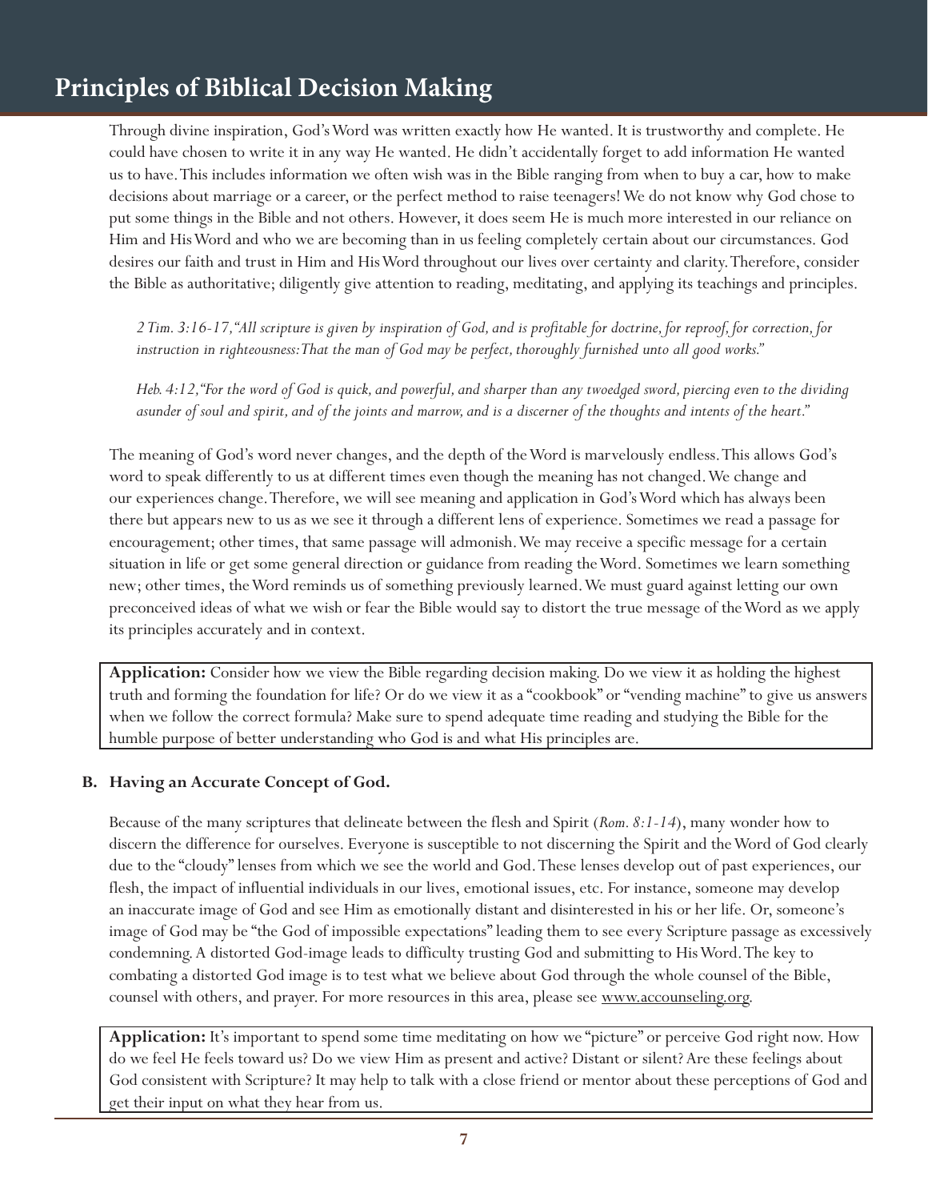Through divine inspiration, God's Word was written exactly how He wanted. It is trustworthy and complete. He could have chosen to write it in any way He wanted. He didn't accidentally forget to add information He wanted us to have. This includes information we often wish was in the Bible ranging from when to buy a car, how to make decisions about marriage or a career, or the perfect method to raise teenagers! We do not know why God chose to put some things in the Bible and not others. However, it does seem He is much more interested in our reliance on Him and His Word and who we are becoming than in us feeling completely certain about our circumstances. God desires our faith and trust in Him and His Word throughout our lives over certainty and clarity. Therefore, consider the Bible as authoritative; diligently give attention to reading, meditating, and applying its teachings and principles.

*2 Tim. 3:16-17, "All scripture is given by inspiration of God, and is profitable for doctrine, for reproof, for correction, for instruction in righteousness: That the man of God may be perfect, thoroughly furnished unto all good works."*

*Heb. 4:12, "For the word of God is quick, and powerful, and sharper than any twoedged sword, piercing even to the dividing asunder of soul and spirit, and of the joints and marrow, and is a discerner of the thoughts and intents of the heart."*

The meaning of God's word never changes, and the depth of the Word is marvelously endless. This allows God's word to speak differently to us at different times even though the meaning has not changed. We change and our experiences change. Therefore, we will see meaning and application in God's Word which has always been there but appears new to us as we see it through a different lens of experience. Sometimes we read a passage for encouragement; other times, that same passage will admonish. We may receive a specific message for a certain situation in life or get some general direction or guidance from reading the Word. Sometimes we learn something new; other times, the Word reminds us of something previously learned. We must guard against letting our own preconceived ideas of what we wish or fear the Bible would say to distort the true message of the Word as we apply its principles accurately and in context.

**Application:** Consider how we view the Bible regarding decision making. Do we view it as holding the highest truth and forming the foundation for life? Or do we view it as a "cookbook" or "vending machine" to give us answers when we follow the correct formula? Make sure to spend adequate time reading and studying the Bible for the humble purpose of better understanding who God is and what His principles are.

### B. Having an Accurate Concept of God.

Because of the many scriptures that delineate between the flesh and Spirit (*Rom. 8:1-14*), many wonder how to discern the difference for ourselves. Everyone is susceptible to not discerning the Spirit and the Word of God clearly due to the "cloudy" lenses from which we see the world and God. These lenses develop out of past experiences, our flesh, the impact of influential individuals in our lives, emotional issues, etc. For instance, someone may develop an inaccurate image of God and see Him as emotionally distant and disinterested in his or her life. Or, someone's image of God may be "the God of impossible expectations" leading them to see every Scripture passage as excessively condemning. A distorted God-image leads to difficulty trusting God and submitting to His Word. The key to combating a distorted God image is to test what we believe about God through the whole counsel of the Bible, counsel with others, and prayer. For more resources in this area, please see www.accounseling.org.

**Application:** It's important to spend some time meditating on how we "picture" or perceive God right now. How do we feel He feels toward us? Do we view Him as present and active? Distant or silent? Are these feelings about God consistent with Scripture? It may help to talk with a close friend or mentor about these perceptions of God and get their input on what they hear from us.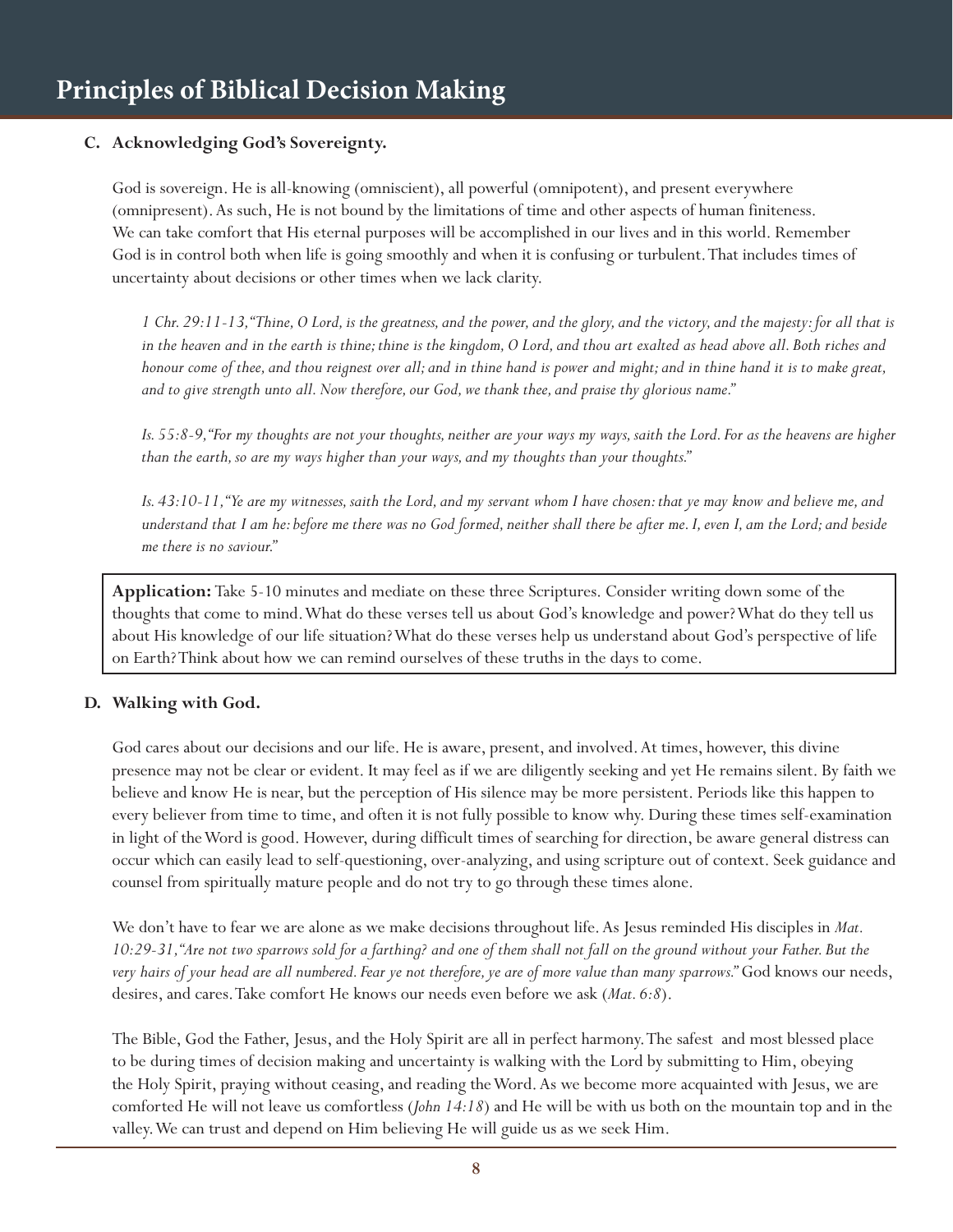### C. Acknowledging God's Sovereignty.

God is sovereign. He is all-knowing (omniscient), all powerful (omnipotent), and present everywhere (omnipresent). As such, He is not bound by the limitations of time and other aspects of human finiteness. We can take comfort that His eternal purposes will be accomplished in our lives and in this world. Remember God is in control both when life is going smoothly and when it is confusing or turbulent. That includes times of uncertainty about decisions or other times when we lack clarity.

*1 Chr. 29:11-13, "Thine, O Lord, is the greatness, and the power, and the glory, and the victory, and the majesty: for all that is in the heaven and in the earth is thine; thine is the kingdom, O Lord, and thou art exalted as head above all. Both riches and honour come of thee, and thou reignest over all; and in thine hand is power and might; and in thine hand it is to make great, and to give strength unto all. Now therefore, our God, we thank thee, and praise thy glorious name."*

*Is. 55:8-9, "For my thoughts are not your thoughts, neither are your ways my ways, saith the Lord. For as the heavens are higher than the earth, so are my ways higher than your ways, and my thoughts than your thoughts."*

*Is. 43:10-11, "Ye are my witnesses, saith the Lord, and my servant whom I have chosen: that ye may know and believe me, and understand that I am he: before me there was no God formed, neither shall there be after me. I, even I, am the Lord; and beside me there is no saviour."*

> **Application:** Take 5-10 minutes and mediate on these three Scriptures. Consider writing down some of the thoughts that come to mind. What do these verses tell us about God's knowledge and power? What do they tell us about His knowledge of our life situation? What do these verses help us understand about God's perspective of life on Earth? Think about how we can remind ourselves of these truths in the days to come.

### D. Walking with God.

God cares about our decisions and our life. He is aware, present, and involved. At times, however, this divine presence may not be clear or evident. It may feel as if we are diligently seeking and yet He remains silent. By faith we believe and know He is near, but the perception of His silence may be more persistent. Periods like this happen to every believer from time to time, and often it is not fully possible to know why. During these times self-examination in light of the Word is good. However, during difficult times of searching for direction, be aware general distress can occur which can easily lead to self-questioning, over-analyzing, and using scripture out of context. Seek guidance and counsel from spiritually mature people and do not try to go through these times alone.

We don't have to fear we are alone as we make decisions throughout life. As Jesus reminded His disciples in *Mat. 10:29-31, "Are not two sparrows sold for a farthing? and one of them shall not fall on the ground without your Father. But the very hairs of your head are all numbered. Fear ye not therefore, ye are of more value than many sparrows."* God knows our needs, desires, and cares. Take comfort He knows our needs even before we ask (*Mat. 6:8*).

The Bible, God the Father, Jesus, and the Holy Spirit are all in perfect harmony. The safest and most blessed place to be during times of decision making and uncertainty is walking with the Lord by submitting to Him, obeying the Holy Spirit, praying without ceasing, and reading the Word. As we become more acquainted with Jesus, we are comforted He will not leave us comfortless (*John 14:18*) and He will be with us both on the mountain top and in the valley. We can trust and depend on Him believing He will guide us as we seek Him.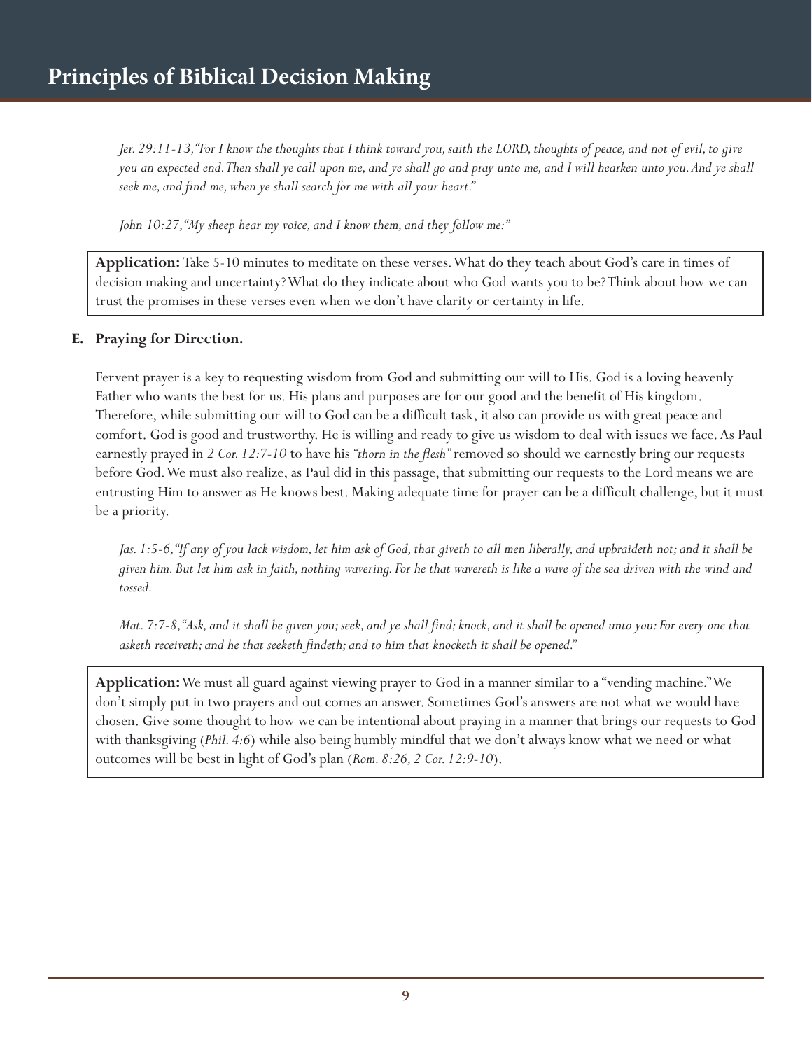*Jer. 29:11-13,"For I know the thoughts that I think toward you, saith the LORD, thoughts of peace, and not of evil, to give you an expected end. Then shall ye call upon me, and ye shall go and pray unto me, and I will hearken unto you. And ye shall seek me, and find me, when ye shall search for me with all your heart."*

*John 10:27,"My sheep hear my voice, and I know them, and they follow me:"*

> **Application:** Take 5-10 minutes to meditate on these verses. What do they teach about God's care in times of decision making and uncertainty? What do they indicate about who God wants you to be? Think about how we can trust the promises in these verses even when we don't have clarity or certainty in life.

### E. Praying for Direction.

Fervent prayer is a key to requesting wisdom from God and submitting our will to His. God is a loving heavenly Father who wants the best for us. His plans and purposes are for our good and the benefit of His kingdom. Therefore, while submitting our will to God can be a difficult task, it also can provide us with great peace and comfort. God is good and trustworthy. He is willing and ready to give us wisdom to deal with issues we face. As Paul earnestly prayed in *2 Cor. 12:7-10* to have his *"thorn in the flesh"* removed so should we earnestly bring our requests before God. We must also realize, as Paul did in this passage, that submitting our requests to the Lord means we are entrusting Him to answer as He knows best. Making adequate time for prayer can be a difficult challenge, but it must be a priority.

*Jas. 1:5-6,"If any of you lack wisdom, let him ask of God, that giveth to all men liberally, and upbraideth not; and it shall be given him. But let him ask in faith, nothing wavering. For he that wavereth is like a wave of the sea driven with the wind and tossed.*

*Mat. 7:7-8,"Ask, and it shall be given you; seek, and ye shall find; knock, and it shall be opened unto you: For every one that asketh receiveth; and he that seeketh findeth; and to him that knocketh it shall be opened."*

> **Application:** We must all guard against viewing prayer to God in a manner similar to a "vending machine." We don't simply put in two prayers and out comes an answer. Sometimes God's answers are not what we would have chosen. Give some thought to how we can be intentional about praying in a manner that brings our requests to God with thanksgiving (*Phil. 4:6*) while also being humbly mindful that we don't always know what we need or what outcomes will be best in light of God's plan (*Rom. 8:26, 2 Cor. 12:9-10*).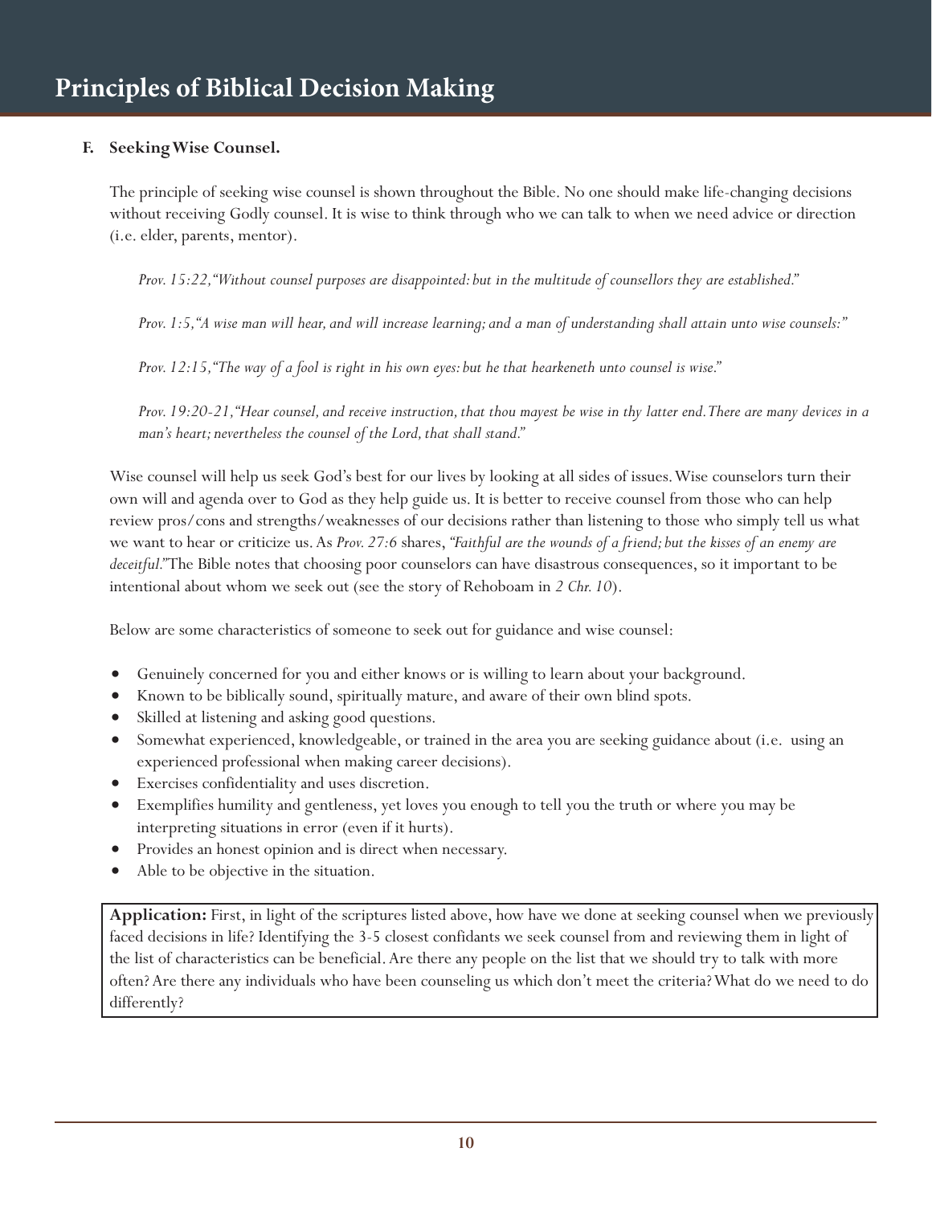### F. Seeking Wise Counsel.

The principle of seeking wise counsel is shown throughout the Bible. No one should make life-changing decisions without receiving Godly counsel. It is wise to think through who we can talk to when we need advice or direction (i.e. elder, parents, mentor).

*Prov. 15:22, "Without counsel purposes are disappointed: but in the multitude of counsellors they are established."*

*Prov. 1:5, "A wise man will hear, and will increase learning; and a man of understanding shall attain unto wise counsels:"*

*Prov. 12:15, "The way of a fool is right in his own eyes: but he that hearkeneth unto counsel is wise."*

*Prov. 19:20-21, "Hear counsel, and receive instruction, that thou mayest be wise in thy latter end. There are many devices in a man's heart; nevertheless the counsel of the Lord, that shall stand."*

Wise counsel will help us seek God's best for our lives by looking at all sides of issues. Wise counselors turn their own will and agenda over to God as they help guide us. It is better to receive counsel from those who can help review pros/cons and strengths/weaknesses of our decisions rather than listening to those who simply tell us what we want to hear or criticize us. As *Prov. 27:6* shares, *"Faithful are the wounds of a friend; but the kisses of an enemy are deceitful."* The Bible notes that choosing poor counselors can have disastrous consequences, so it important to be intentional about whom we seek out (see the story of Rehoboam in *2 Chr. 10*).

Below are some characteristics of someone to seek out for guidance and wise counsel:

- Genuinely concerned for you and either knows or is willing to learn about your background.
- Known to be biblically sound, spiritually mature, and aware of their own blind spots.
- Skilled at listening and asking good questions.
- Somewhat experienced, knowledgeable, or trained in the area you are seeking guidance about (i.e. using an experienced professional when making career decisions).
- Exercises confidentiality and uses discretion.
- Exemplifies humility and gentleness, yet loves you enough to tell you the truth or where you may be interpreting situations in error (even if it hurts).
- Provides an honest opinion and is direct when necessary.
- Able to be objective in the situation.

**Application:** First, in light of the scriptures listed above, how have we done at seeking counsel when we previously faced decisions in life? Identifying the 3-5 closest confidants we seek counsel from and reviewing them in light of the list of characteristics can be beneficial. Are there any people on the list that we should try to talk with more often? Are there any individuals who have been counseling us which don't meet the criteria? What do we need to do differently?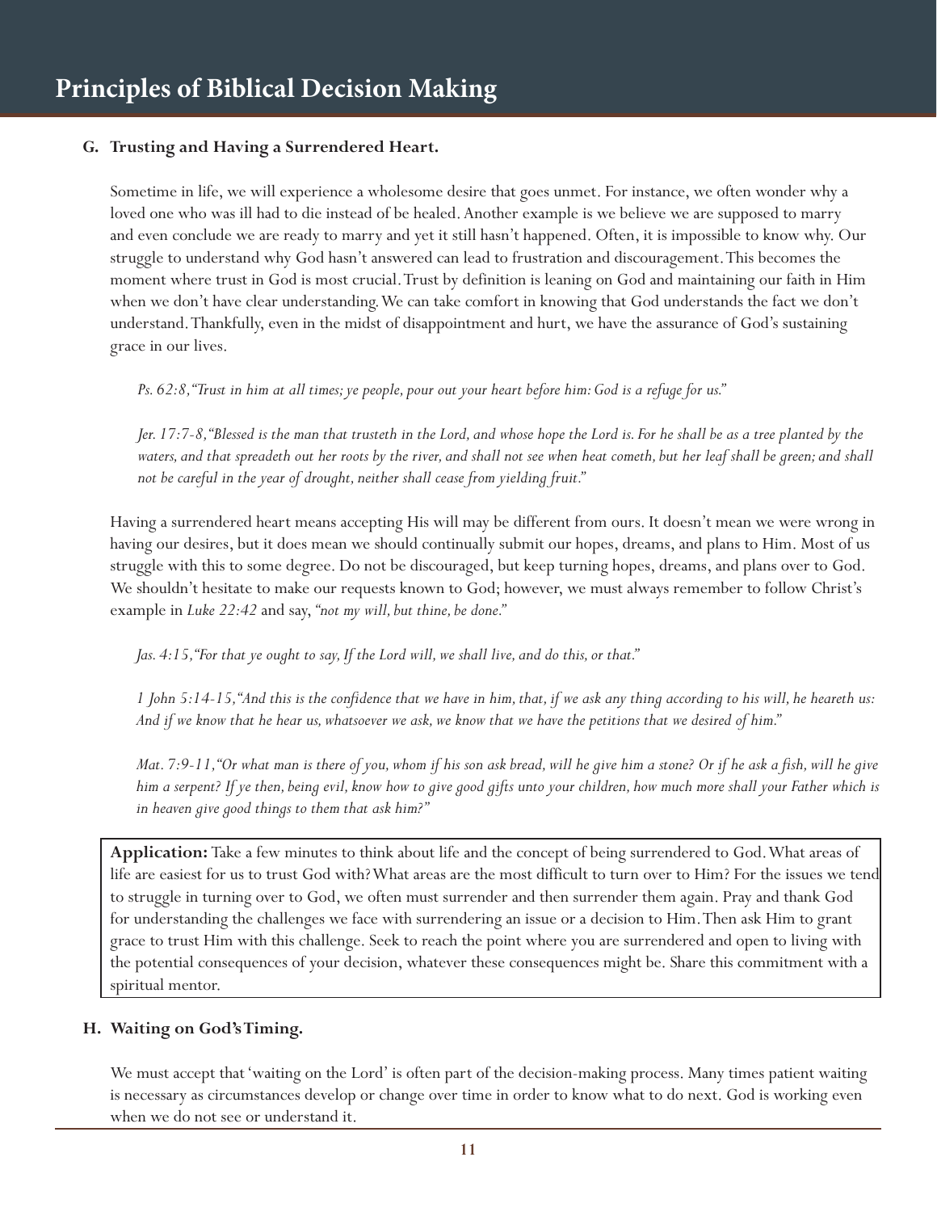### G. Trusting and Having a Surrendered Heart.

Sometime in life, we will experience a wholesome desire that goes unmet. For instance, we often wonder why a loved one who was ill had to die instead of be healed. Another example is we believe we are supposed to marry and even conclude we are ready to marry and yet it still hasn't happened. Often, it is impossible to know why. Our struggle to understand why God hasn't answered can lead to frustration and discouragement. This becomes the moment where trust in God is most crucial. Trust by definition is leaning on God and maintaining our faith in Him when we don't have clear understanding. We can take comfort in knowing that God understands the fact we don't understand. Thankfully, even in the midst of disappointment and hurt, we have the assurance of God's sustaining grace in our lives.

*Ps. 62:8, "Trust in him at all times; ye people, pour out your heart before him: God is a refuge for us."*

*Jer. 17:7-8, "Blessed is the man that trusteth in the Lord, and whose hope the Lord is. For he shall be as a tree planted by the waters, and that spreadeth out her roots by the river, and shall not see when heat cometh, but her leaf shall be green; and shall not be careful in the year of drought, neither shall cease from yielding fruit."*

Having a surrendered heart means accepting His will may be different from ours. It doesn't mean we were wrong in having our desires, but it does mean we should continually submit our hopes, dreams, and plans to Him. Most of us struggle with this to some degree. Do not be discouraged, but keep turning hopes, dreams, and plans over to God. We shouldn't hesitate to make our requests known to God; however, we must always remember to follow Christ's example in *Luke 22:42* and say, *"not my will, but thine, be done."*

*Jas. 4:15, "For that ye ought to say, If the Lord will, we shall live, and do this, or that."*

*1 John 5:14-15, "And this is the confidence that we have in him, that, if we ask any thing according to his will, he heareth us: And if we know that he hear us, whatsoever we ask, we know that we have the petitions that we desired of him."*

*Mat. 7:9-11, "Or what man is there of you, whom if his son ask bread, will he give him a stone? Or if he ask a fish, will he give him a serpent? If ye then, being evil, know how to give good gifts unto your children, how much more shall your Father which is in heaven give good things to them that ask him?"*

**Application:** Take a few minutes to think about life and the concept of being surrendered to God. What areas of life are easiest for us to trust God with? What areas are the most difficult to turn over to Him? For the issues we tend to struggle in turning over to God, we often must surrender and then surrender them again. Pray and thank God for understanding the challenges we face with surrendering an issue or a decision to Him. Then ask Him to grant grace to trust Him with this challenge. Seek to reach the point where you are surrendered and open to living with the potential consequences of your decision, whatever these consequences might be. Share this commitment with a spiritual mentor.

### H. Waiting on God's Timing.

We must accept that 'waiting on the Lord' is often part of the decision-making process. Many times patient waiting is necessary as circumstances develop or change over time in order to know what to do next. God is working even when we do not see or understand it.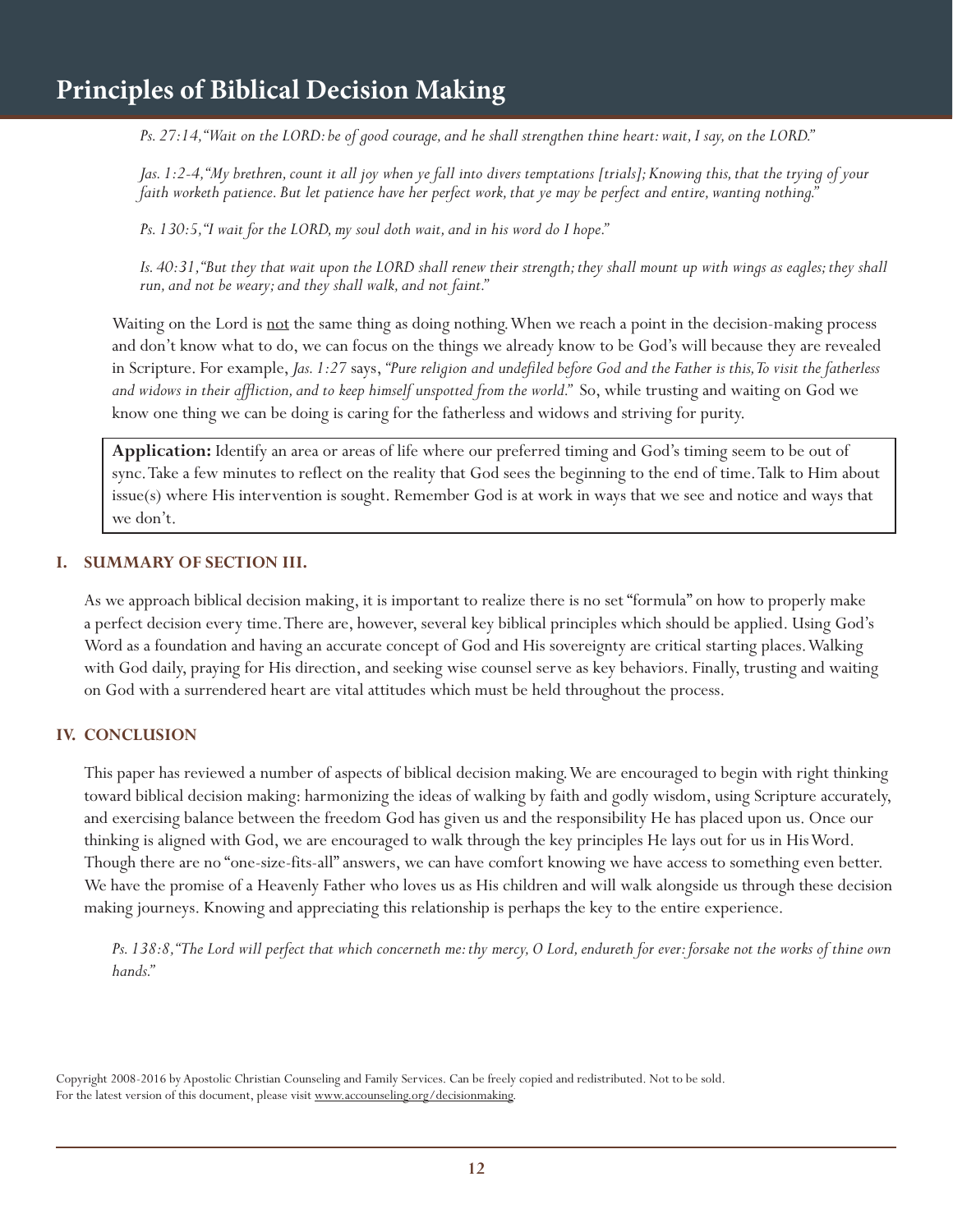*Ps. 27:14, "Wait on the LORD: be of good courage, and he shall strengthen thine heart: wait, I say, on the LORD."*

*Jas. 1:2-4, "My brethren, count it all joy when ye fall into divers temptations [trials]; Knowing this, that the trying of your faith worketh patience. But let patience have her perfect work, that ye may be perfect and entire, wanting nothing."*

*Ps. 130:5, "I wait for the LORD, my soul doth wait, and in his word do I hope."*

*Is. 40:31, "But they that wait upon the LORD shall renew their strength; they shall mount up with wings as eagles; they shall run, and not be weary; and they shall walk, and not faint."*

Waiting on the Lord is <u>not</u> the same thing as doing nothing. When we reach a point in the decision-making process and don't know what to do, we can focus on the things we already know to be God's will because they are revealed in Scripture. For example, *Jas. 1:27* says, *"Pure religion and undefiled before God and the Father is this, To visit the fatherless and widows in their affliction, and to keep himself unspotted from the world."* So, while trusting and waiting on God we know one thing we can be doing is caring for the fatherless and widows and striving for purity.

**Application:** Identify an area or areas of life where our preferred timing and God's timing seem to be out of sync. Take a few minutes to reflect on the reality that God sees the beginning to the end of time. Talk to Him about issue(s) where His intervention is sought. Remember God is at work in ways that we see and notice and ways that we don't.

### I. SUMMARY OF SECTION III.

As we approach biblical decision making, it is important to realize there is no set "formula" on how to properly make a perfect decision every time. There are, however, several key biblical principles which should be applied. Using God's Word as a foundation and having an accurate concept of God and His sovereignty are critical starting places. Walking with God daily, praying for His direction, and seeking wise counsel serve as key behaviors. Finally, trusting and waiting on God with a surrendered heart are vital attitudes which must be held throughout the process.

## IV. CONCLUSION

This paper has reviewed a number of aspects of biblical decision making. We are encouraged to begin with right thinking toward biblical decision making: harmonizing the ideas of walking by faith and godly wisdom, using Scripture accurately, and exercising balance between the freedom God has given us and the responsibility He has placed upon us. Once our thinking is aligned with God, we are encouraged to walk through the key principles He lays out for us in His Word. Though there are no "one-size-fits-all" answers, we can have comfort knowing we have access to something even better. We have the promise of a Heavenly Father who loves us as His children and will walk alongside us through these decision making journeys. Knowing and appreciating this relationship is perhaps the key to the entire experience.

*Ps. 138:8, "The Lord will perfect that which concerneth me: thy mercy, O Lord, endureth for ever: forsake not the works of thine own hands."*

Copyright 2008-2016 by Apostolic Christian Counseling and Family Services. Can be freely copied and redistributed. Not to be sold.
For the latest version of this document, please visit www.accounseling.org/decisionmaking.